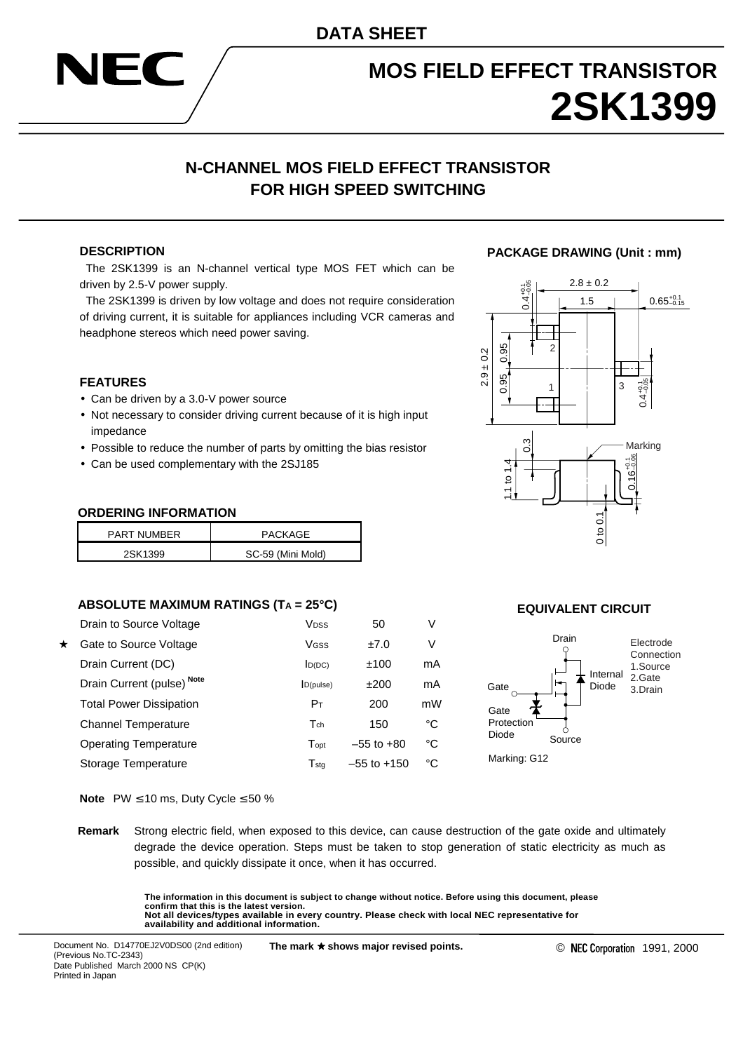DATA SHEET

# MOS FIELD EFFECT TRANSISTOR
# 2SK1399

## N-CHANNEL MOS FIELD EFFECT TRANSISTOR FOR HIGH SPEED SWITCHING

### DESCRIPTION

The 2SK1399 is an N-channel vertical type MOS FET which can be driven by 2.5-V power supply.

The 2SK1399 is driven by low voltage and does not require consideration of driving current, it is suitable for appliances including VCR cameras and headphone stereos which need power saving.

### FEATURES

- Can be driven by a 3.0-V power source
- Not necessary to consider driving current because of it is high input impedance
- Possible to reduce the number of parts by omitting the bias resistor
- Can be used complementary with the 2SJ185

### ORDERING INFORMATION

| PART NUMBER | PACKAGE |
|---|---|
| 2SK1399 | SC-59 (Mini Mold) |

### PACKAGE DRAWING (Unit : mm)

Dimensions: 2.8 ± 0.2; 1.5; $0.65^{+0.1}_{-0.15}$; $0.4^{+0.1}_{-0.05}$; 2.9 ± 0.2; 0.95; 0.95; 0.3; 1.1 to 1.4; $0.16^{+0.1}_{-0.06}$; 0 to 0.1; Marking

### ABSOLUTE MAXIMUM RATINGS ($T_A$ = 25°C)

| | Parameter | Symbol | Rating | Unit |
|---|---|---|---|---|
| | Drain to Source Voltage | $V_{DSS}$ | 50 | V |
| ★ | Gate to Source Voltage | $V_{GSS}$ | ±7.0 | V |
| | Drain Current (DC) | $I_{D(DC)}$ | ±100 | mA |
| | Drain Current (pulse) Note | $I_{D(pulse)}$ | ±200 | mA |
| | Total Power Dissipation | $P_T$ | 200 | mW |
| | Channel Temperature | $T_{ch}$ | 150 | °C |
| | Operating Temperature | $T_{opt}$ | –55 to +80 | °C |
| | Storage Temperature | $T_{stg}$ | –55 to +150 | °C |

**Note** PW ≤ 10 ms, Duty Cycle ≤ 50 %

### EQUIVALENT CIRCUIT

Drain, Gate, Source, Internal Diode, Gate Protection Diode

Electrode Connection
1.Source
2.Gate
3.Drain

Marking: G12

**Remark** Strong electric field, when exposed to this device, can cause destruction of the gate oxide and ultimately degrade the device operation. Steps must be taken to stop generation of static electricity as much as possible, and quickly dissipate it once, when it has occurred.

**The information in this document is subject to change without notice. Before using this document, please confirm that this is the latest version.**
**Not all devices/types available in every country. Please check with local NEC representative for availability and additional information.**

Document No. D14770EJ2V0DS00 (2nd edition)
(Previous No.TC-2343)
Date Published March 2000 NS CP(K)
Printed in Japan

**The mark ★ shows major revised points.**

© NEC Corporation 1991, 2000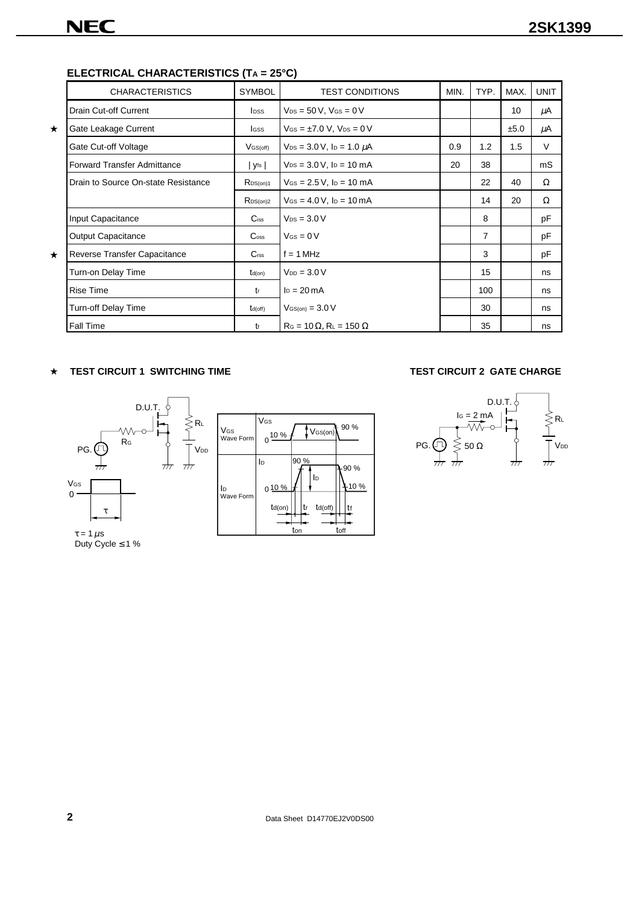## ELECTRICAL CHARACTERISTICS ($T_A$ = 25°C)

| | CHARACTERISTICS | SYMBOL | TEST CONDITIONS | MIN. | TYP. | MAX. | UNIT |
|---|---|---|---|---|---|---|---|
| | Drain Cut-off Current | $I_{DSS}$ | $V_{DS}$ = 50 V, $V_{GS}$ = 0 V | | | 10 | μA |
| ★ | Gate Leakage Current | $I_{GSS}$ | $V_{GS}$ = ±7.0 V, $V_{DS}$ = 0 V | | | ±5.0 | μA |
| | Gate Cut-off Voltage | $V_{GS(off)}$ | $V_{DS}$ = 3.0 V, $I_D$ = 1.0 μA | 0.9 | 1.2 | 1.5 | V |
| | Forward Transfer Admittance | $\|y_{fs}\|$ | $V_{DS}$ = 3.0 V, $I_D$ = 10 mA | 20 | 38 | | mS |
| | Drain to Source On-state Resistance | $R_{DS(on)1}$ | $V_{GS}$ = 2.5 V, $I_D$ = 10 mA | | 22 | 40 | Ω |
| | | $R_{DS(on)2}$ | $V_{GS}$ = 4.0 V, $I_D$ = 10 mA | | 14 | 20 | Ω |
| | Input Capacitance | $C_{iss}$ | $V_{DS}$ = 3.0 V | | 8 | | pF |
| | Output Capacitance | $C_{oss}$ | $V_{GS}$ = 0 V | | 7 | | pF |
| ★ | Reverse Transfer Capacitance | $C_{rss}$ | f = 1 MHz | | 3 | | pF |
| | Turn-on Delay Time | $t_{d(on)}$ | $V_{DD}$ = 3.0 V | | 15 | | ns |
| | Rise Time | $t_r$ | $I_D$ = 20 mA | | 100 | | ns |
| | Turn-off Delay Time | $t_{d(off)}$ | $V_{GS(on)}$ = 3.0 V | | 30 | | ns |
| | Fall Time | $t_f$ | $R_G$ = 10 Ω, $R_L$ = 150 Ω | | 35 | | ns |

★ **TEST CIRCUIT 1 SWITCHING TIME**

D.U.T. $R_L$ $R_G$ PG. $V_{DD}$

$V_{GS}$ 0 τ

τ = 1 μs
Duty Cycle ≤ 1 %

$V_{GS}$ Wave Form: $V_{GS}$, 0, 10 %, $V_{GS(on)}$, 90 %

$I_D$ Wave Form: $I_D$, 0, 10 %, 90 %, 90 %, 10 %, $t_{d(on)}$, $t_r$, $t_{d(off)}$, $t_f$, $t_{on}$, $t_{off}$

**TEST CIRCUIT 2 GATE CHARGE**

D.U.T. $I_G$ = 2 mA, $R_L$, PG., 50 Ω, $V_{DD}$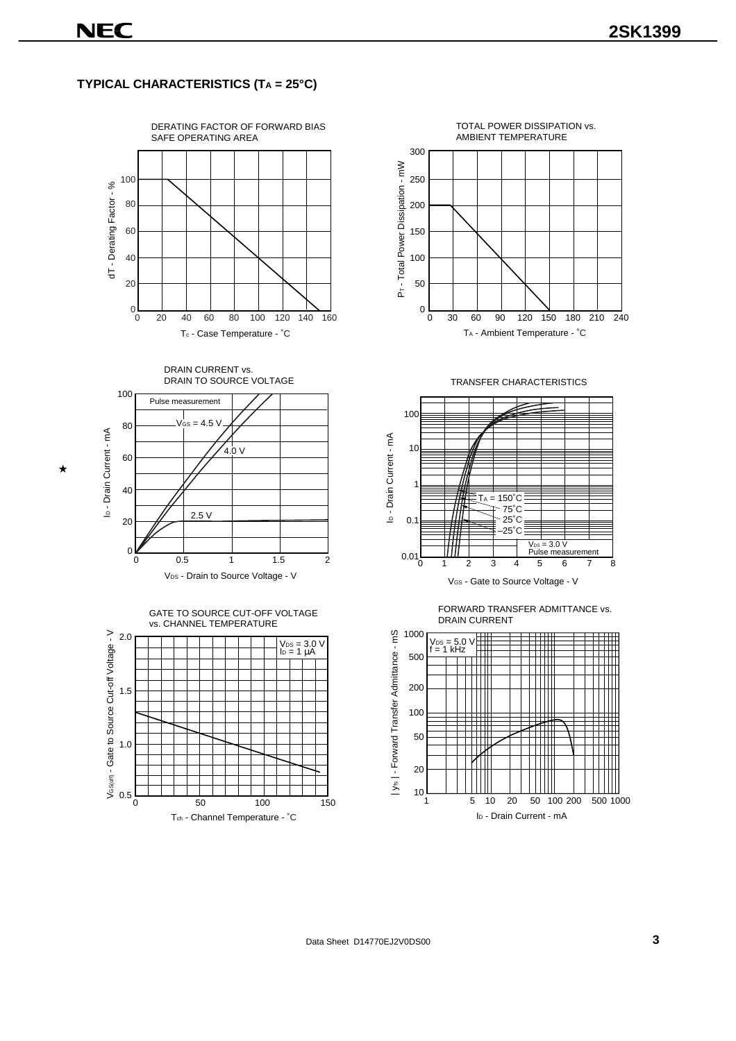## TYPICAL CHARACTERISTICS ($T_A$ = 25°C)

DERATING FACTOR OF FORWARD BIAS SAFE OPERATING AREA

dT - Derating Factor - %

$T_c$ - Case Temperature - ˚C

TOTAL POWER DISSIPATION vs. AMBIENT TEMPERATURE

$P_T$ - Total Power Dissipation - mW

$T_A$ - Ambient Temperature - ˚C

DRAIN CURRENT vs. DRAIN TO SOURCE VOLTAGE

Pulse measurement

$V_{GS}$ = 4.5 V

4.0 V

2.5 V

$I_D$ - Drain Current - mA

$V_{DS}$ - Drain to Source Voltage - V

TRANSFER CHARACTERISTICS

$T_A$ = 150˚C

75˚C

25˚C

–25˚C

$V_{DS}$ = 3.0 V
Pulse measurement

$I_D$ - Drain Current - mA

$V_{GS}$ - Gate to Source Voltage - V

GATE TO SOURCE CUT-OFF VOLTAGE vs. CHANNEL TEMPERATURE

$V_{DS}$ = 3.0 V
$I_D$ = 1 μA

$V_{GS(off)}$ - Gate to Source Cut-off Voltage - V

$T_{ch}$ - Channel Temperature - ˚C

FORWARD TRANSFER ADMITTANCE vs. DRAIN CURRENT

$V_{DS}$ = 5.0 V
f = 1 kHz

| $y_{fs}$ | - Forward Transfer Admittance - mS

$I_D$ - Drain Current - mA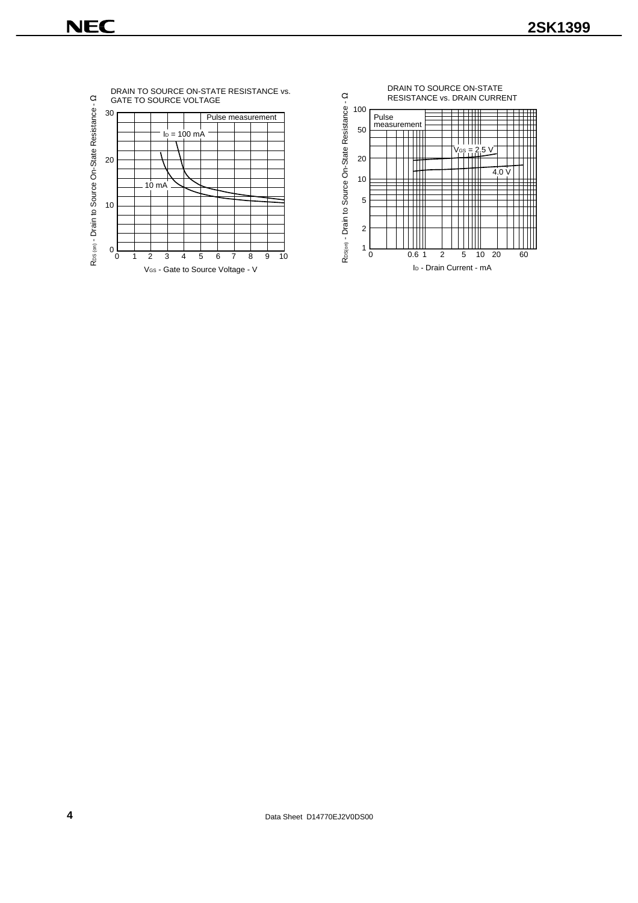**DRAIN TO SOURCE ON-STATE RESISTANCE vs. GATE TO SOURCE VOLTAGE**

Pulse measurement

$I_D$ = 100 mA

10 mA

$R_{DS(on)}$ - Drain to Source On-State Resistance - Ω

$V_{GS}$ - Gate to Source Voltage - V

**DRAIN TO SOURCE ON-STATE RESISTANCE vs. DRAIN CURRENT**

Pulse measurement

$V_{GS}$ = 2.5 V

4.0 V

$R_{DS(on)}$ - Drain to Source On-State Resistance - Ω

$I_D$ - Drain Current - mA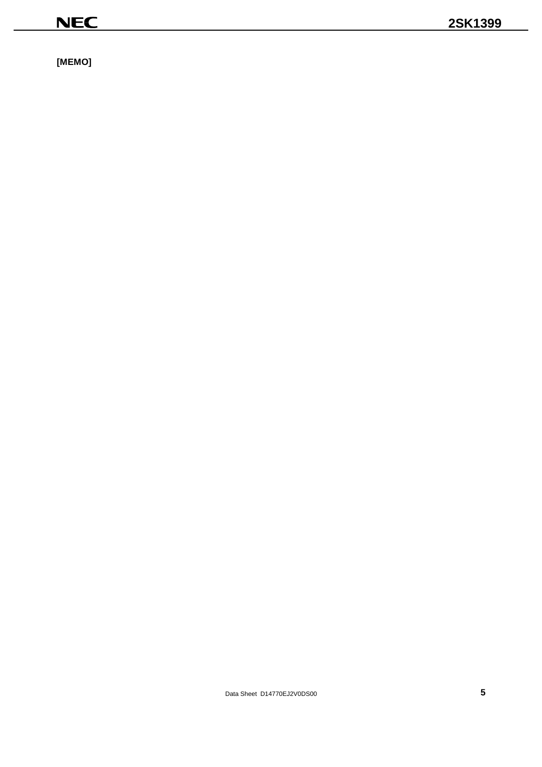**[MEMO]**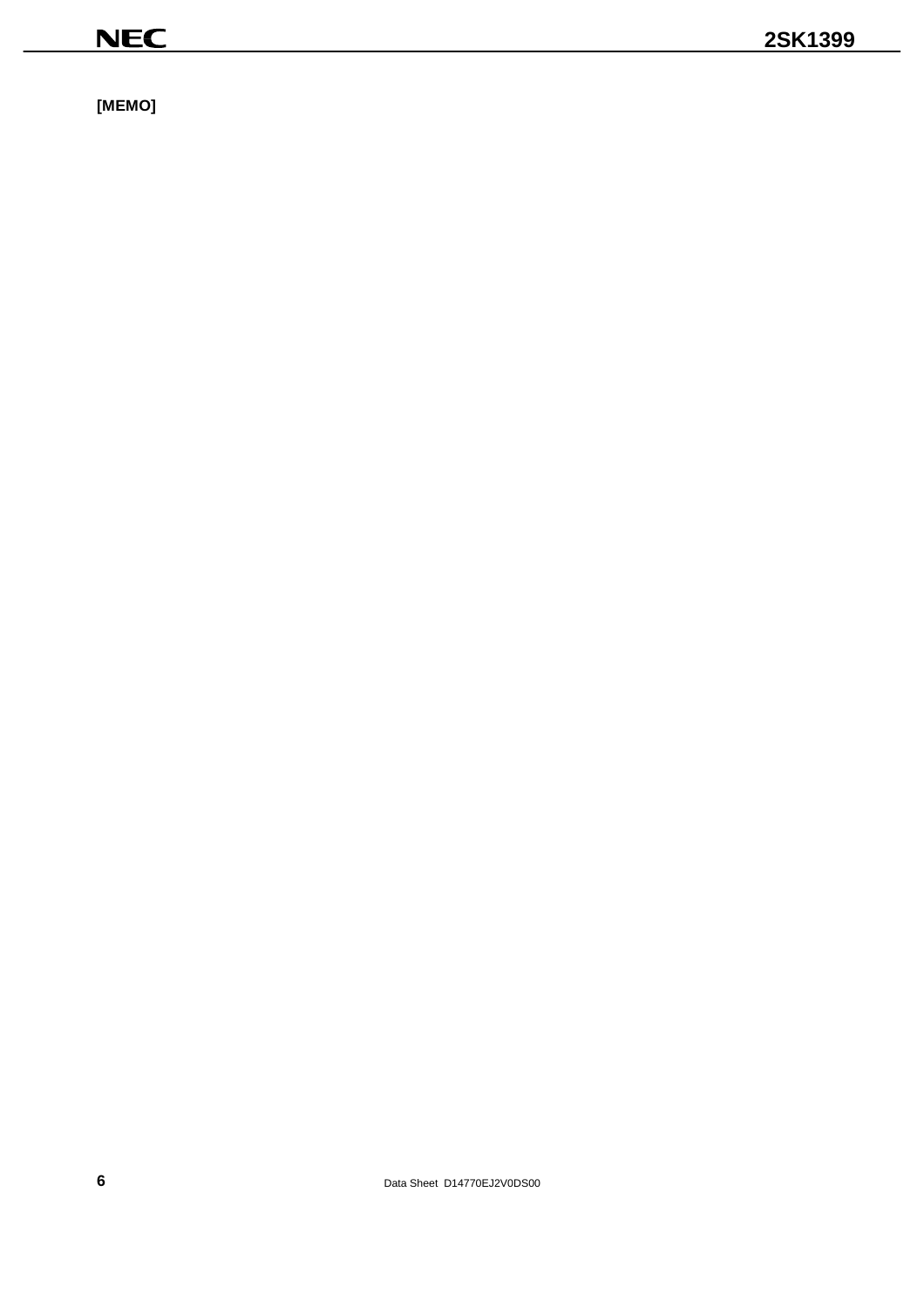[MEMO]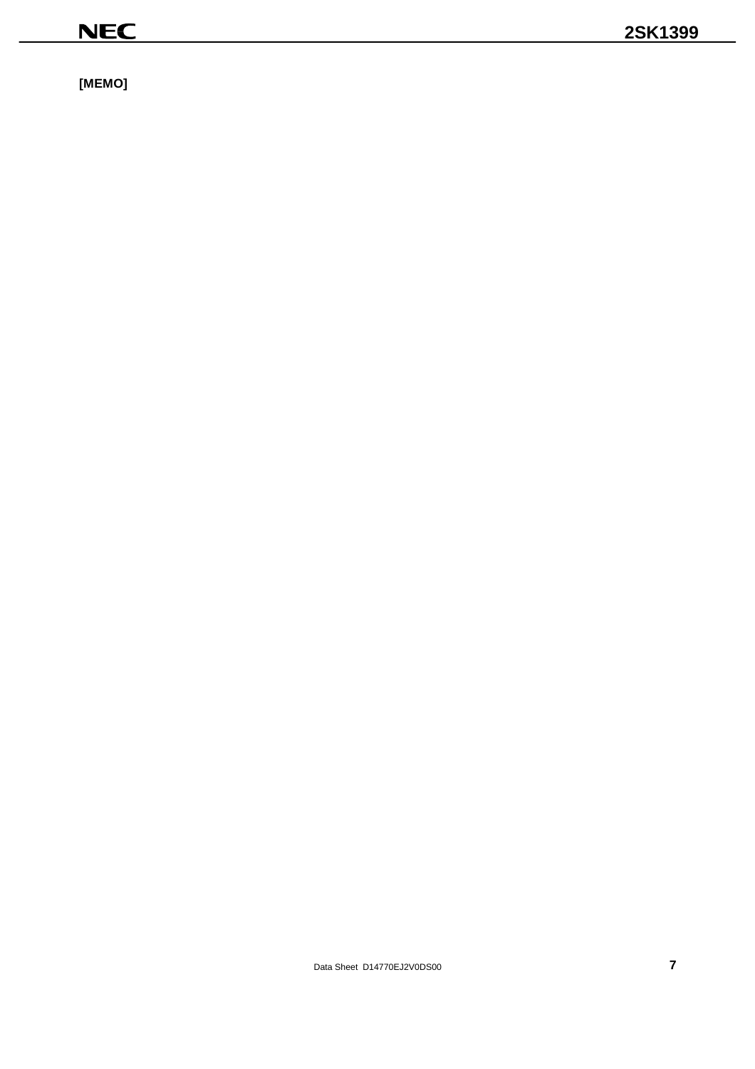**[MEMO]**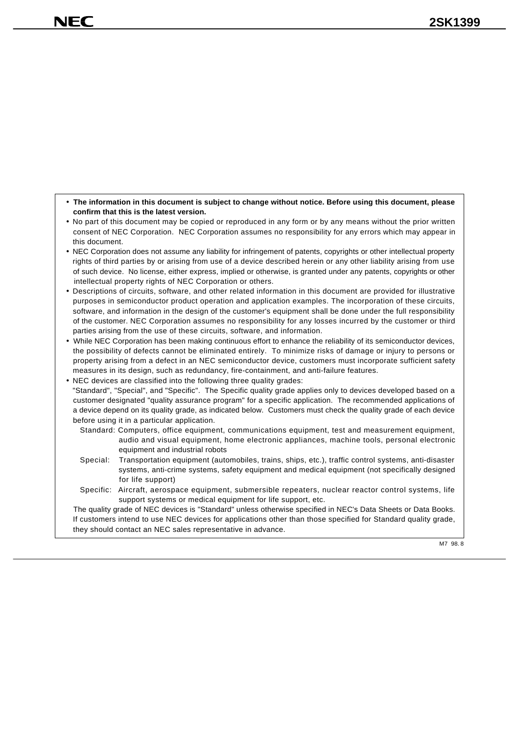- **The information in this document is subject to change without notice. Before using this document, please confirm that this is the latest version.**
- No part of this document may be copied or reproduced in any form or by any means without the prior written consent of NEC Corporation. NEC Corporation assumes no responsibility for any errors which may appear in this document.
- NEC Corporation does not assume any liability for infringement of patents, copyrights or other intellectual property rights of third parties by or arising from use of a device described herein or any other liability arising from use of such device. No license, either express, implied or otherwise, is granted under any patents, copyrights or other intellectual property rights of NEC Corporation or others.
- Descriptions of circuits, software, and other related information in this document are provided for illustrative purposes in semiconductor product operation and application examples. The incorporation of these circuits, software, and information in the design of the customer's equipment shall be done under the full responsibility of the customer. NEC Corporation assumes no responsibility for any losses incurred by the customer or third parties arising from the use of these circuits, software, and information.
- While NEC Corporation has been making continuous effort to enhance the reliability of its semiconductor devices, the possibility of defects cannot be eliminated entirely. To minimize risks of damage or injury to persons or property arising from a defect in an NEC semiconductor device, customers must incorporate sufficient safety measures in its design, such as redundancy, fire-containment, and anti-failure features.
- NEC devices are classified into the following three quality grades:
  "Standard", "Special", and "Specific". The Specific quality grade applies only to devices developed based on a customer designated "quality assurance program" for a specific application. The recommended applications of a device depend on its quality grade, as indicated below. Customers must check the quality grade of each device before using it in a particular application.
  
  Standard: Computers, office equipment, communications equipment, test and measurement equipment, audio and visual equipment, home electronic appliances, machine tools, personal electronic equipment and industrial robots
  
  Special: Transportation equipment (automobiles, trains, ships, etc.), traffic control systems, anti-disaster systems, anti-crime systems, safety equipment and medical equipment (not specifically designed for life support)
  
  Specific: Aircraft, aerospace equipment, submersible repeaters, nuclear reactor control systems, life support systems or medical equipment for life support, etc.
  
  The quality grade of NEC devices is "Standard" unless otherwise specified in NEC's Data Sheets or Data Books. If customers intend to use NEC devices for applications other than those specified for Standard quality grade, they should contact an NEC sales representative in advance.

M7 98.8